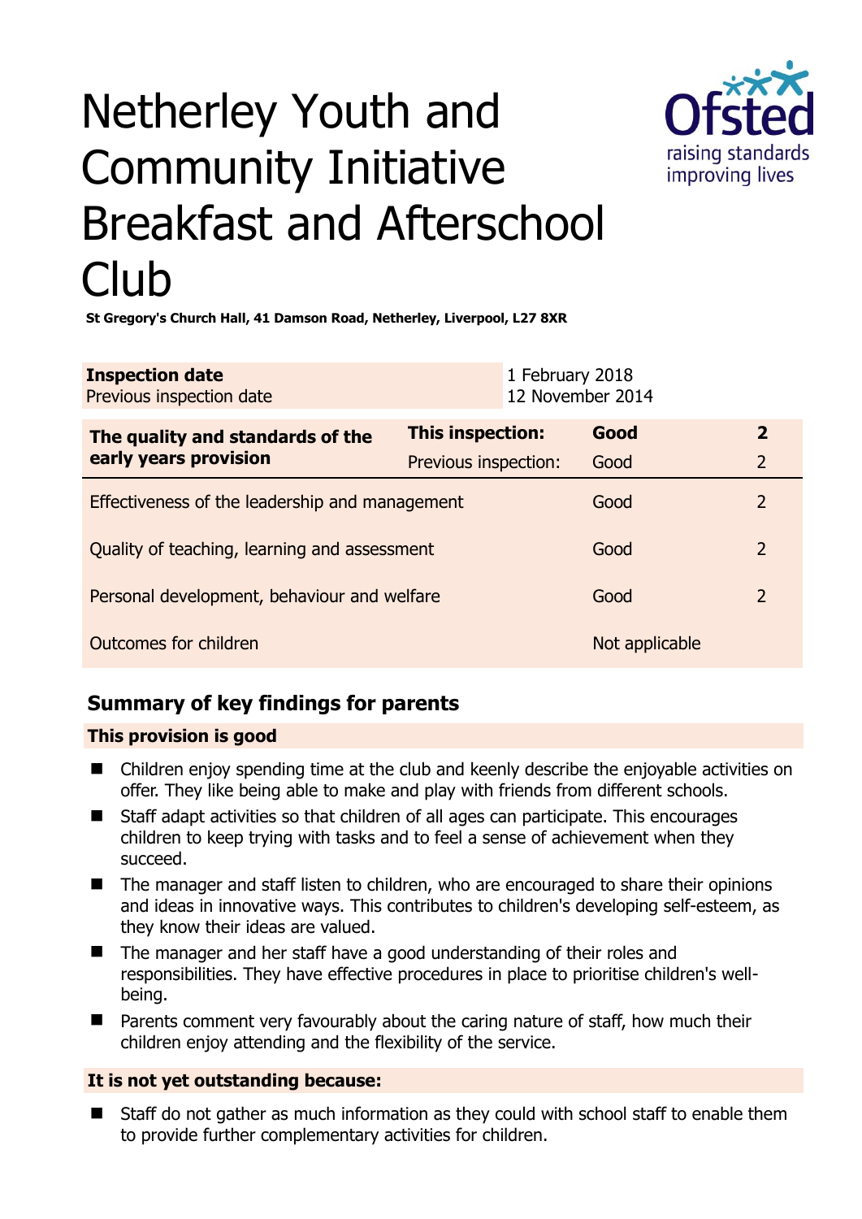# Netherley Youth and Community Initiative Breakfast and Afterschool Club

**St Gregory's Church Hall, 41 Damson Road, Netherley, Liverpool, L27 8XR**

| **Inspection date** | 1 February 2018 |
|---|---|
| Previous inspection date | 12 November 2014 |

| **The quality and standards of the early years provision** | **This inspection:** | **Good** | **2** |
|---|---|---|---|
| | Previous inspection: | Good | 2 |
| Effectiveness of the leadership and management | | Good | 2 |
| Quality of teaching, learning and assessment | | Good | 2 |
| Personal development, behaviour and welfare | | Good | 2 |
| Outcomes for children | | Not applicable | |

## Summary of key findings for parents

**This provision is good**

- Children enjoy spending time at the club and keenly describe the enjoyable activities on offer. They like being able to make and play with friends from different schools.
- Staff adapt activities so that children of all ages can participate. This encourages children to keep trying with tasks and to feel a sense of achievement when they succeed.
- The manager and staff listen to children, who are encouraged to share their opinions and ideas in innovative ways. This contributes to children's developing self-esteem, as they know their ideas are valued.
- The manager and her staff have a good understanding of their roles and responsibilities. They have effective procedures in place to prioritise children's well-being.
- Parents comment very favourably about the caring nature of staff, how much their children enjoy attending and the flexibility of the service.

**It is not yet outstanding because:**

- Staff do not gather as much information as they could with school staff to enable them to provide further complementary activities for children.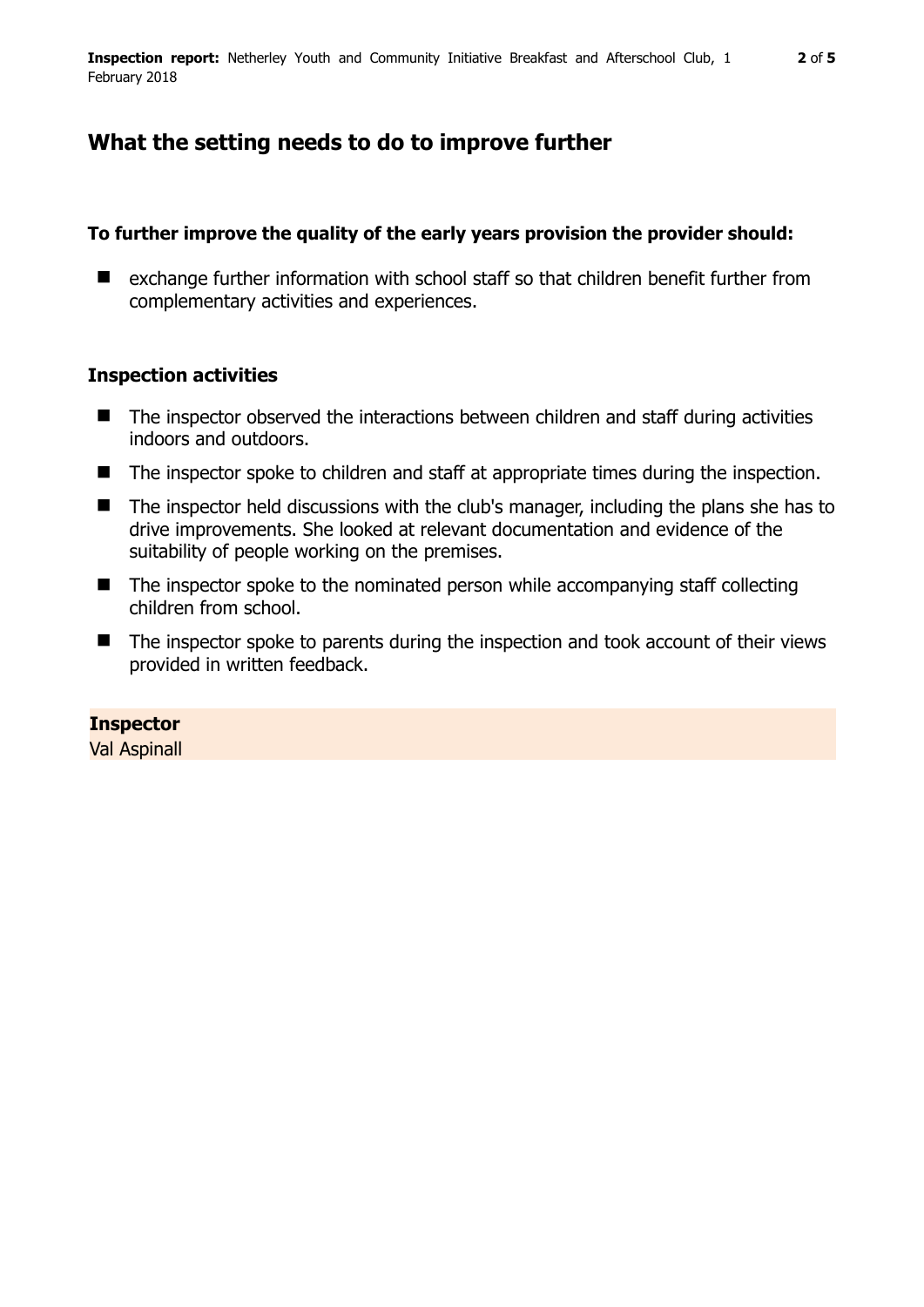## What the setting needs to do to improve further

### To further improve the quality of the early years provision the provider should:

- exchange further information with school staff so that children benefit further from complementary activities and experiences.

### Inspection activities

- The inspector observed the interactions between children and staff during activities indoors and outdoors.
- The inspector spoke to children and staff at appropriate times during the inspection.
- The inspector held discussions with the club's manager, including the plans she has to drive improvements. She looked at relevant documentation and evidence of the suitability of people working on the premises.
- The inspector spoke to the nominated person while accompanying staff collecting children from school.
- The inspector spoke to parents during the inspection and took account of their views provided in written feedback.

**Inspector**
Val Aspinall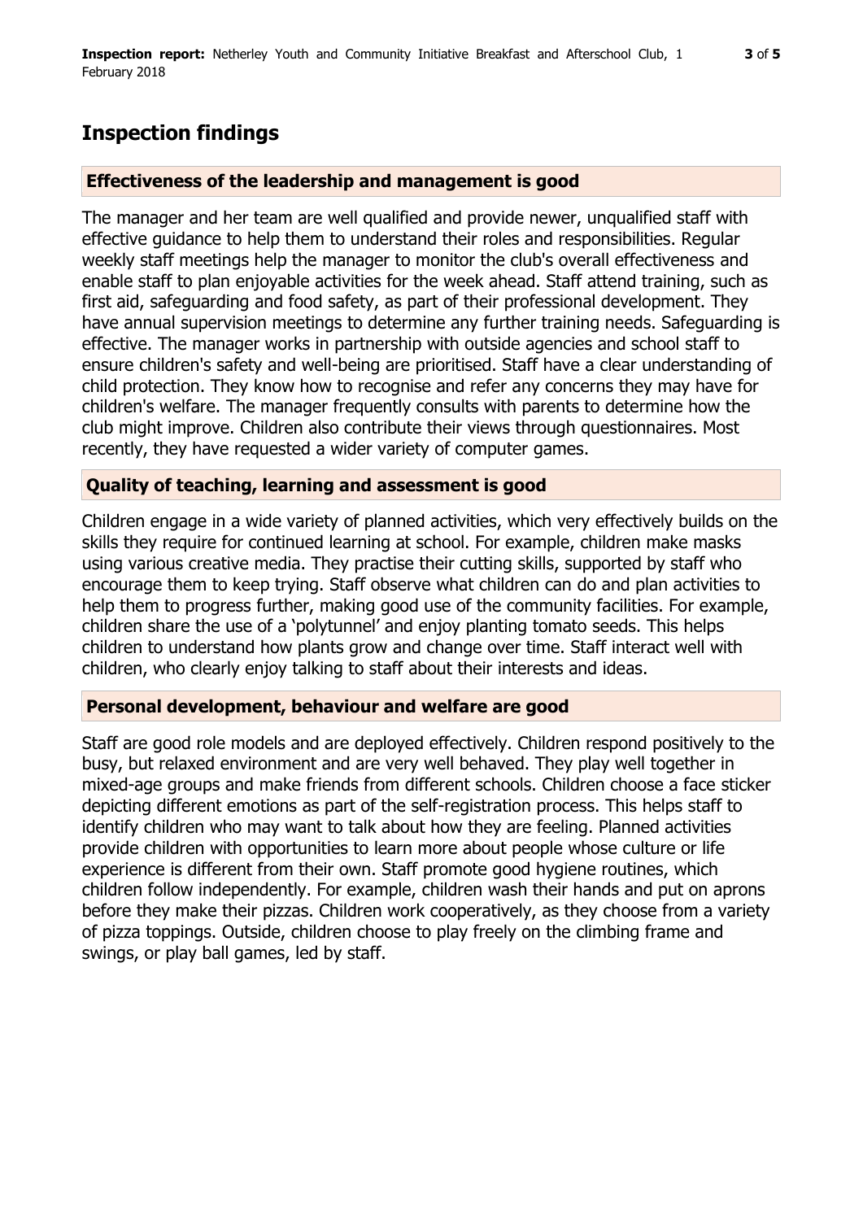## Inspection findings

### Effectiveness of the leadership and management is good

The manager and her team are well qualified and provide newer, unqualified staff with effective guidance to help them to understand their roles and responsibilities. Regular weekly staff meetings help the manager to monitor the club's overall effectiveness and enable staff to plan enjoyable activities for the week ahead. Staff attend training, such as first aid, safeguarding and food safety, as part of their professional development. They have annual supervision meetings to determine any further training needs. Safeguarding is effective. The manager works in partnership with outside agencies and school staff to ensure children's safety and well-being are prioritised. Staff have a clear understanding of child protection. They know how to recognise and refer any concerns they may have for children's welfare. The manager frequently consults with parents to determine how the club might improve. Children also contribute their views through questionnaires. Most recently, they have requested a wider variety of computer games.

### Quality of teaching, learning and assessment is good

Children engage in a wide variety of planned activities, which very effectively builds on the skills they require for continued learning at school. For example, children make masks using various creative media. They practise their cutting skills, supported by staff who encourage them to keep trying. Staff observe what children can do and plan activities to help them to progress further, making good use of the community facilities. For example, children share the use of a 'polytunnel' and enjoy planting tomato seeds. This helps children to understand how plants grow and change over time. Staff interact well with children, who clearly enjoy talking to staff about their interests and ideas.

### Personal development, behaviour and welfare are good

Staff are good role models and are deployed effectively. Children respond positively to the busy, but relaxed environment and are very well behaved. They play well together in mixed-age groups and make friends from different schools. Children choose a face sticker depicting different emotions as part of the self-registration process. This helps staff to identify children who may want to talk about how they are feeling. Planned activities provide children with opportunities to learn more about people whose culture or life experience is different from their own. Staff promote good hygiene routines, which children follow independently. For example, children wash their hands and put on aprons before they make their pizzas. Children work cooperatively, as they choose from a variety of pizza toppings. Outside, children choose to play freely on the climbing frame and swings, or play ball games, led by staff.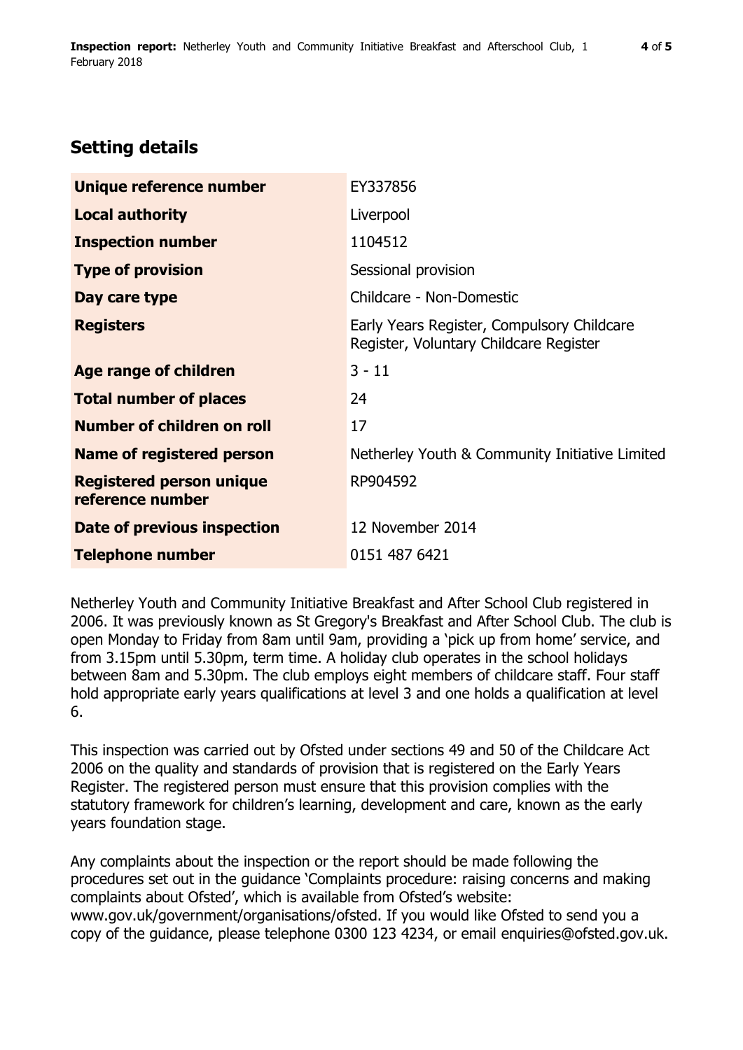## Setting details

| | |
|---|---|
| **Unique reference number** | EY337856 |
| **Local authority** | Liverpool |
| **Inspection number** | 1104512 |
| **Type of provision** | Sessional provision |
| **Day care type** | Childcare - Non-Domestic |
| **Registers** | Early Years Register, Compulsory Childcare Register, Voluntary Childcare Register |
| **Age range of children** | 3 - 11 |
| **Total number of places** | 24 |
| **Number of children on roll** | 17 |
| **Name of registered person** | Netherley Youth & Community Initiative Limited |
| **Registered person unique reference number** | RP904592 |
| **Date of previous inspection** | 12 November 2014 |
| **Telephone number** | 0151 487 6421 |

Netherley Youth and Community Initiative Breakfast and After School Club registered in 2006. It was previously known as St Gregory's Breakfast and After School Club. The club is open Monday to Friday from 8am until 9am, providing a 'pick up from home' service, and from 3.15pm until 5.30pm, term time. A holiday club operates in the school holidays between 8am and 5.30pm. The club employs eight members of childcare staff. Four staff hold appropriate early years qualifications at level 3 and one holds a qualification at level 6.

This inspection was carried out by Ofsted under sections 49 and 50 of the Childcare Act 2006 on the quality and standards of provision that is registered on the Early Years Register. The registered person must ensure that this provision complies with the statutory framework for children's learning, development and care, known as the early years foundation stage.

Any complaints about the inspection or the report should be made following the procedures set out in the guidance 'Complaints procedure: raising concerns and making complaints about Ofsted', which is available from Ofsted's website: www.gov.uk/government/organisations/ofsted. If you would like Ofsted to send you a copy of the guidance, please telephone 0300 123 4234, or email enquiries@ofsted.gov.uk.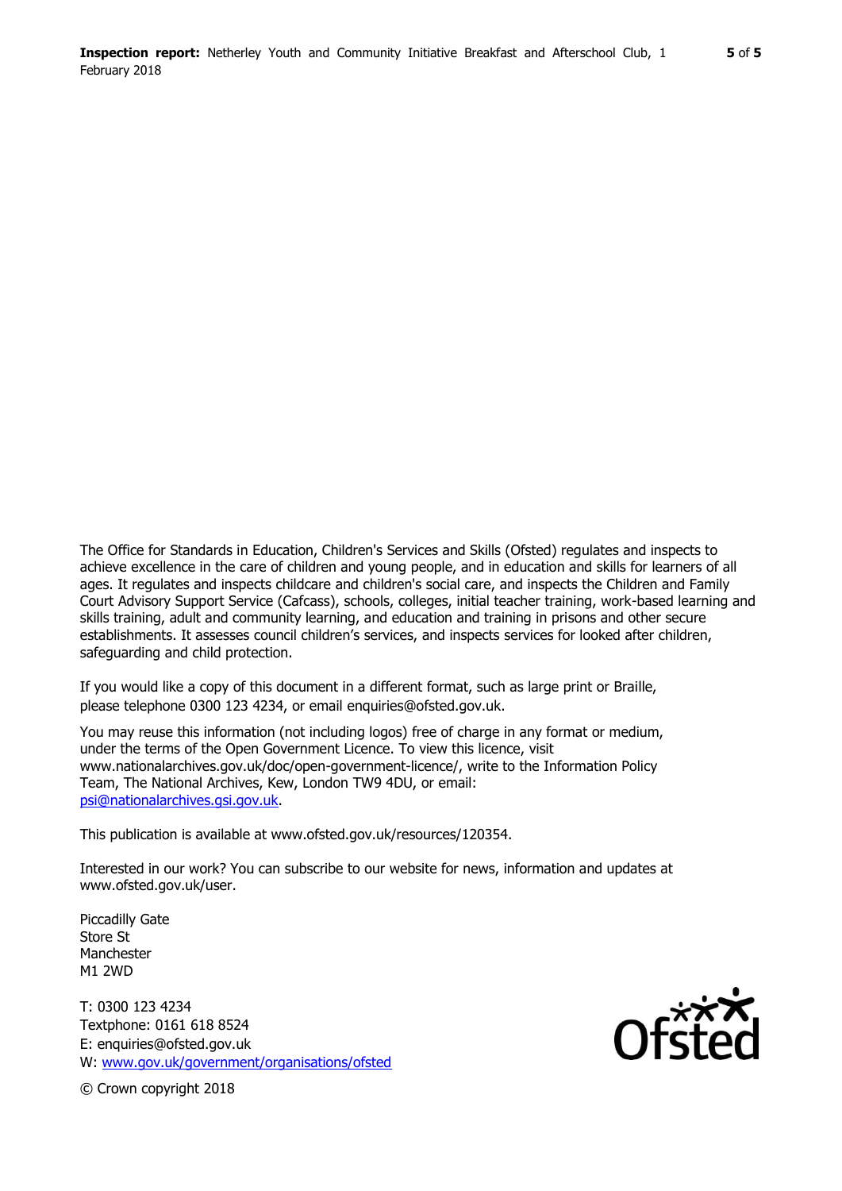The Office for Standards in Education, Children's Services and Skills (Ofsted) regulates and inspects to achieve excellence in the care of children and young people, and in education and skills for learners of all ages. It regulates and inspects childcare and children's social care, and inspects the Children and Family Court Advisory Support Service (Cafcass), schools, colleges, initial teacher training, work-based learning and skills training, adult and community learning, and education and training in prisons and other secure establishments. It assesses council children's services, and inspects services for looked after children, safeguarding and child protection.

If you would like a copy of this document in a different format, such as large print or Braille, please telephone 0300 123 4234, or email enquiries@ofsted.gov.uk.

You may reuse this information (not including logos) free of charge in any format or medium, under the terms of the Open Government Licence. To view this licence, visit www.nationalarchives.gov.uk/doc/open-government-licence/, write to the Information Policy Team, The National Archives, Kew, London TW9 4DU, or email: psi@nationalarchives.gsi.gov.uk.

This publication is available at www.ofsted.gov.uk/resources/120354.

Interested in our work? You can subscribe to our website for news, information and updates at www.ofsted.gov.uk/user.

Piccadilly Gate  
Store St  
Manchester  
M1 2WD

T: 0300 123 4234  
Textphone: 0161 618 8524  
E: enquiries@ofsted.gov.uk  
W: www.gov.uk/government/organisations/ofsted

© Crown copyright 2018